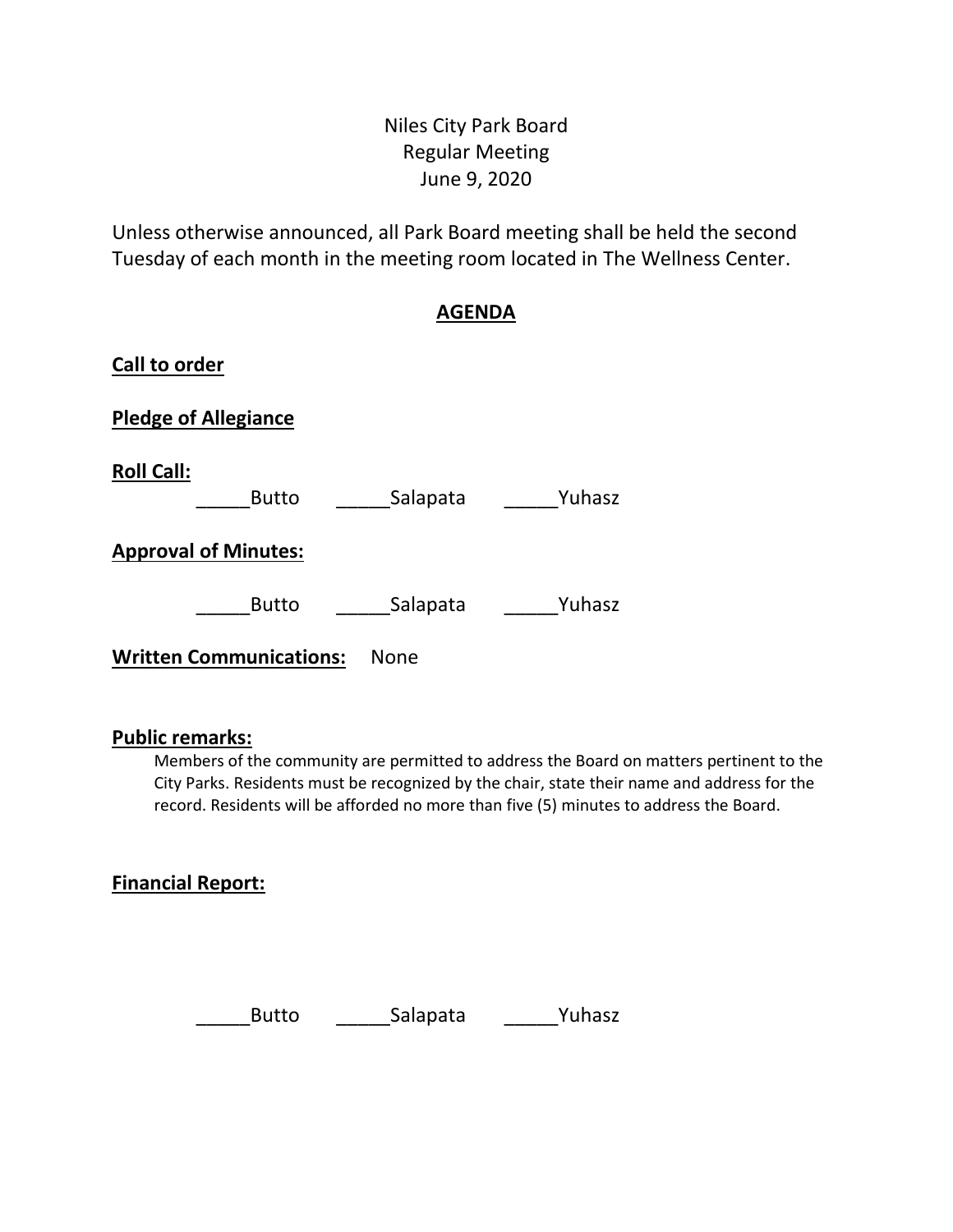Niles City Park Board
Regular Meeting
June 9, 2020

Unless otherwise announced, all Park Board meeting shall be held the second Tuesday of each month in the meeting room located in The Wellness Center.

## AGENDA

**Call to order**

**Pledge of Allegiance**

**Roll Call:**

_____Butto _____Salapata _____Yuhasz

**Approval of Minutes:**

_____Butto _____Salapata _____Yuhasz

**Written Communications:** None

**Public remarks:**

Members of the community are permitted to address the Board on matters pertinent to the City Parks. Residents must be recognized by the chair, state their name and address for the record. Residents will be afforded no more than five (5) minutes to address the Board.

**Financial Report:**

_____Butto _____Salapata _____Yuhasz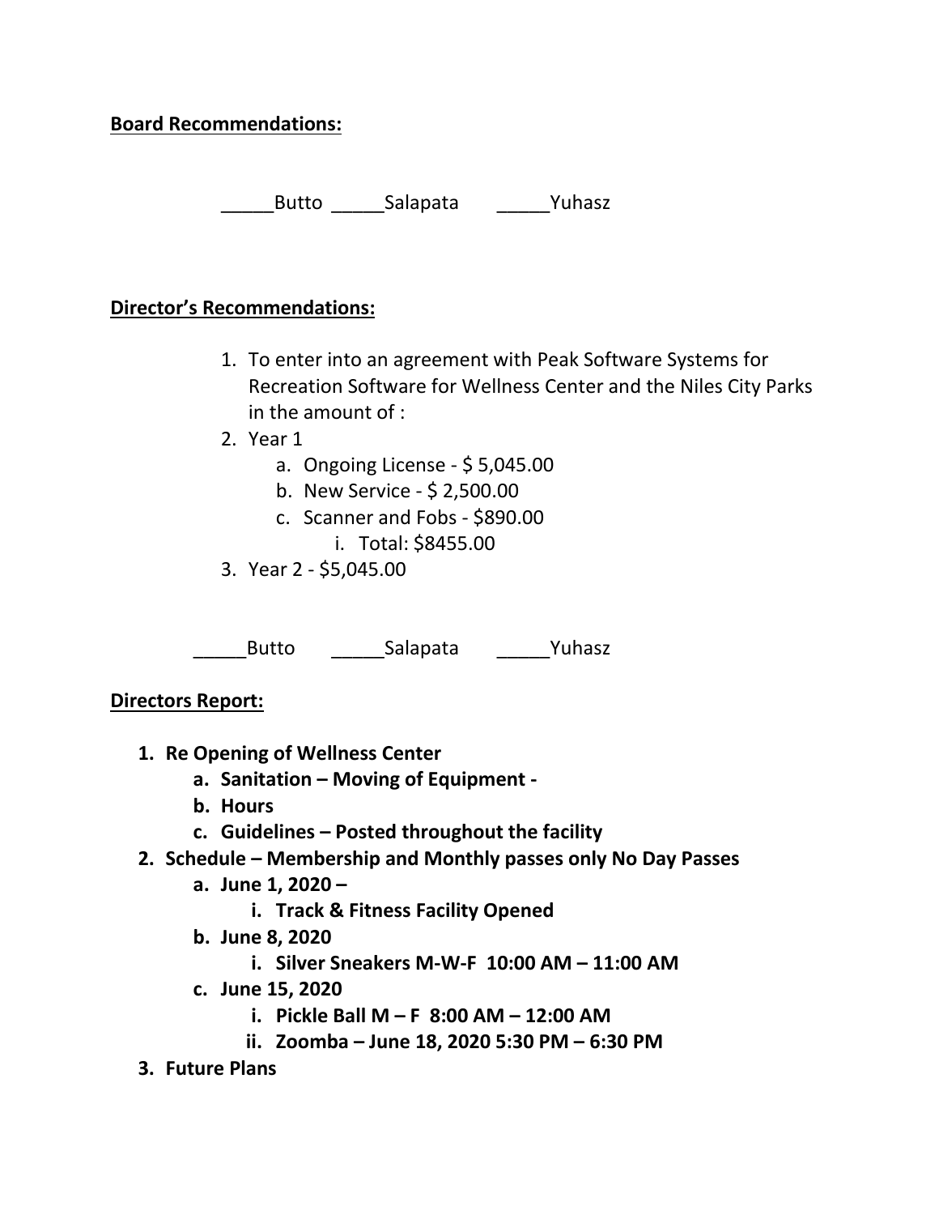**Board Recommendations:**

_____Butto _____Salapata _____Yuhasz

**Director's Recommendations:**

1. To enter into an agreement with Peak Software Systems for Recreation Software for Wellness Center and the Niles City Parks in the amount of :
2. Year 1
   a. Ongoing License - $ 5,045.00
   b. New Service - $ 2,500.00
   c. Scanner and Fobs - $890.00
      i. Total: $8455.00
3. Year 2 - $5,045.00

_____Butto _____Salapata _____Yuhasz

**Directors Report:**

1. **Re Opening of Wellness Center**
   a. **Sanitation – Moving of Equipment -**
   b. **Hours**
   c. **Guidelines – Posted throughout the facility**
2. **Schedule – Membership and Monthly passes only No Day Passes**
   a. **June 1, 2020 –**
      i. **Track & Fitness Facility Opened**
   b. **June 8, 2020**
      i. **Silver Sneakers M-W-F 10:00 AM – 11:00 AM**
   c. **June 15, 2020**
      i. **Pickle Ball M – F 8:00 AM – 12:00 AM**
      ii. **Zoomba – June 18, 2020 5:30 PM – 6:30 PM**
3. **Future Plans**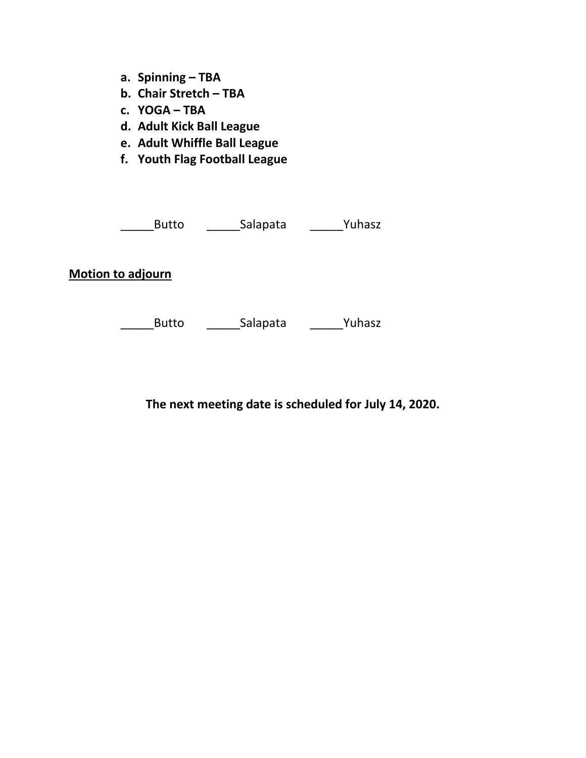a. **Spinning – TBA**
b. **Chair Stretch – TBA**
c. **YOGA – TBA**
d. **Adult Kick Ball League**
e. **Adult Whiffle Ball League**
f. **Youth Flag Football League**

_____Butto _____Salapata _____Yuhasz

**Motion to adjourn**

_____Butto _____Salapata _____Yuhasz

**The next meeting date is scheduled for July 14, 2020.**